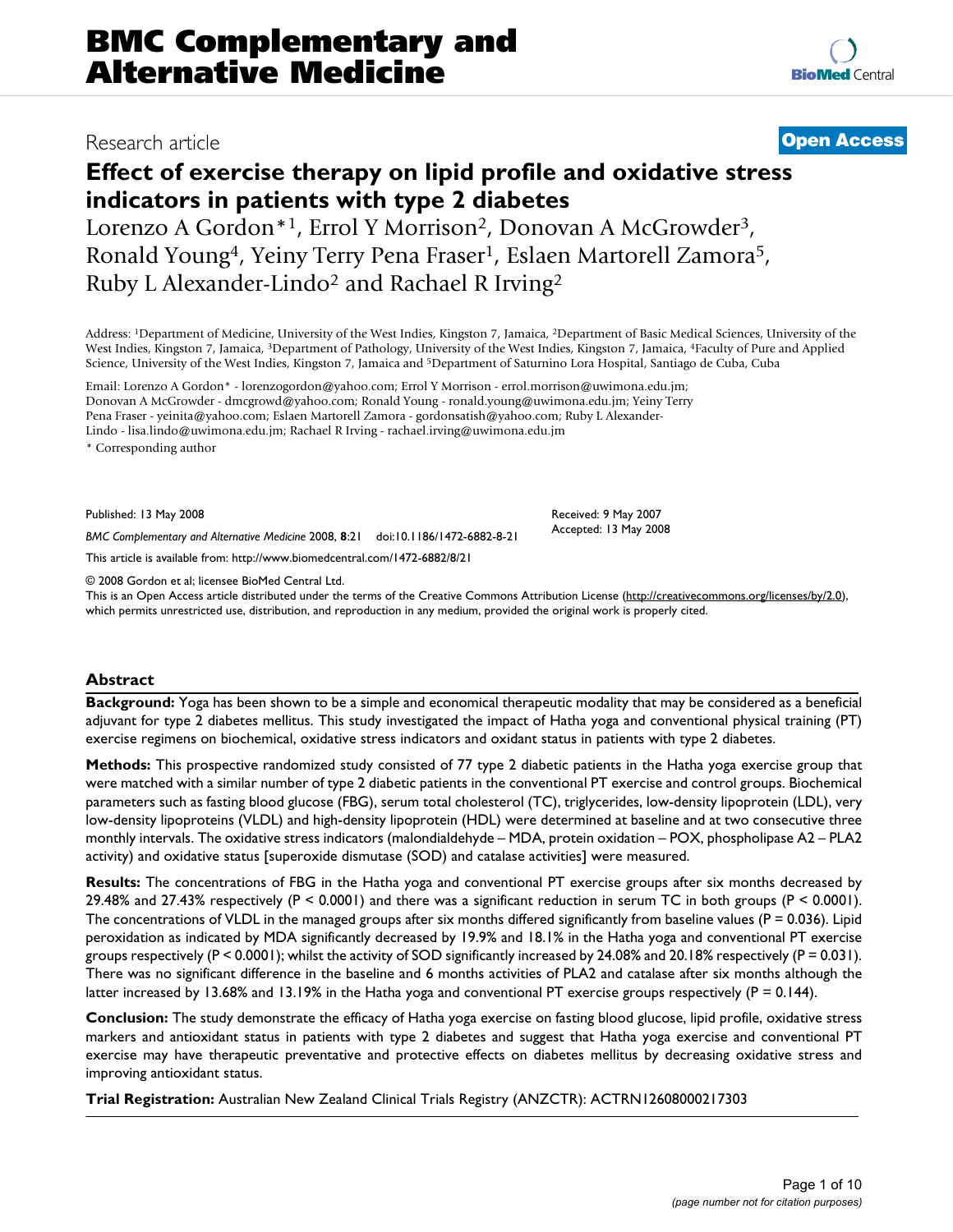# BMC Complementary and Alternative Medicine

Research article

**Open Access**

## Effect of exercise therapy on lipid profile and oxidative stress indicators in patients with type 2 diabetes

Lorenzo A Gordon*[1], Errol Y Morrison[2], Donovan A McGrowder[3], Ronald Young[4], Yeiny Terry Pena Fraser[1], Eslaen Martorell Zamora[5], Ruby L Alexander-Lindo[2] and Rachael R Irving[2]

Address: [1]Department of Medicine, University of the West Indies, Kingston 7, Jamaica, [2]Department of Basic Medical Sciences, University of the West Indies, Kingston 7, Jamaica, [3]Department of Pathology, University of the West Indies, Kingston 7, Jamaica, [4]Faculty of Pure and Applied Science, University of the West Indies, Kingston 7, Jamaica and [5]Department of Saturnino Lora Hospital, Santiago de Cuba, Cuba

Email: Lorenzo A Gordon* - lorenzogordon@yahoo.com; Errol Y Morrison - errol.morrison@uwimona.edu.jm; Donovan A McGrowder - dmcgrowd@yahoo.com; Ronald Young - ronald.young@uwimona.edu.jm; Yeiny Terry Pena Fraser - yeinita@yahoo.com; Eslaen Martorell Zamora - gordonsatish@yahoo.com; Ruby L Alexander-Lindo - lisa.lindo@uwimona.edu.jm; Rachael R Irving - rachael.irving@uwimona.edu.jm

* Corresponding author

Published: 13 May 2008

*BMC Complementary and Alternative Medicine* 2008, **8**:21 doi:10.1186/1472-6882-8-21

Received: 9 May 2007
Accepted: 13 May 2008

This article is available from: http://www.biomedcentral.com/1472-6882/8/21

© 2008 Gordon et al; licensee BioMed Central Ltd.
This is an Open Access article distributed under the terms of the Creative Commons Attribution License (http://creativecommons.org/licenses/by/2.0), which permits unrestricted use, distribution, and reproduction in any medium, provided the original work is properly cited.

### Abstract

**Background:** Yoga has been shown to be a simple and economical therapeutic modality that may be considered as a beneficial adjuvant for type 2 diabetes mellitus. This study investigated the impact of Hatha yoga and conventional physical training (PT) exercise regimens on biochemical, oxidative stress indicators and oxidant status in patients with type 2 diabetes.

**Methods:** This prospective randomized study consisted of 77 type 2 diabetic patients in the Hatha yoga exercise group that were matched with a similar number of type 2 diabetic patients in the conventional PT exercise and control groups. Biochemical parameters such as fasting blood glucose (FBG), serum total cholesterol (TC), triglycerides, low-density lipoprotein (LDL), very low-density lipoproteins (VLDL) and high-density lipoprotein (HDL) were determined at baseline and at two consecutive three monthly intervals. The oxidative stress indicators (malondialdehyde – MDA, protein oxidation – POX, phospholipase A2 – PLA2 activity) and oxidative status [superoxide dismutase (SOD) and catalase activities] were measured.

**Results:** The concentrations of FBG in the Hatha yoga and conventional PT exercise groups after six months decreased by 29.48% and 27.43% respectively ($P < 0.0001$) and there was a significant reduction in serum TC in both groups ($P < 0.0001$). The concentrations of VLDL in the managed groups after six months differed significantly from baseline values ($P = 0.036$). Lipid peroxidation as indicated by MDA significantly decreased by 19.9% and 18.1% in the Hatha yoga and conventional PT exercise groups respectively ($P < 0.0001$); whilst the activity of SOD significantly increased by 24.08% and 20.18% respectively ($P = 0.031$). There was no significant difference in the baseline and 6 months activities of PLA2 and catalase after six months although the latter increased by 13.68% and 13.19% in the Hatha yoga and conventional PT exercise groups respectively ($P = 0.144$).

**Conclusion:** The study demonstrate the efficacy of Hatha yoga exercise on fasting blood glucose, lipid profile, oxidative stress markers and antioxidant status in patients with type 2 diabetes and suggest that Hatha yoga exercise and conventional PT exercise may have therapeutic preventative and protective effects on diabetes mellitus by decreasing oxidative stress and improving antioxidant status.

**Trial Registration:** Australian New Zealand Clinical Trials Registry (ANZCTR): ACTRN12608000217303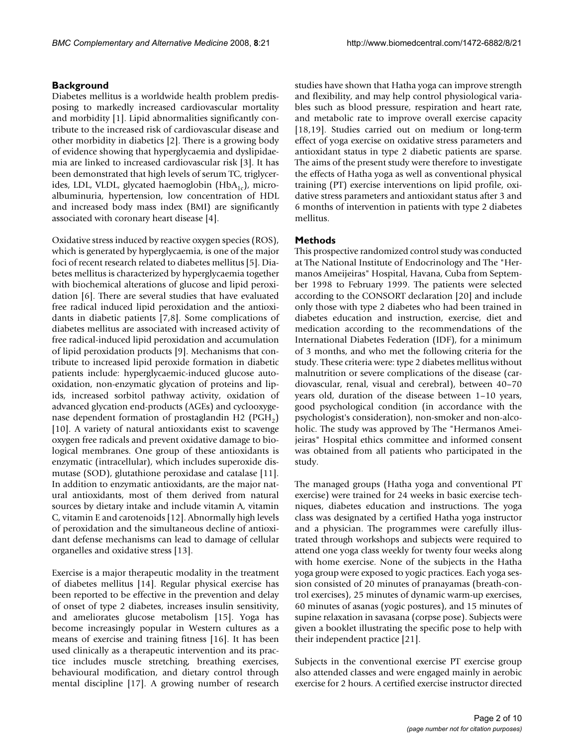## Background

Diabetes mellitus is a worldwide health problem predisposing to markedly increased cardiovascular mortality and morbidity [1]. Lipid abnormalities significantly contribute to the increased risk of cardiovascular disease and other morbidity in diabetics [2]. There is a growing body of evidence showing that hyperglycaemia and dyslipidaemia are linked to increased cardiovascular risk [3]. It has been demonstrated that high levels of serum TC, triglycerides, LDL, VLDL, glycated haemoglobin ($HbA_{1c}$), microalbuminuria, hypertension, low concentration of HDL and increased body mass index (BMI) are significantly associated with coronary heart disease [4].

Oxidative stress induced by reactive oxygen species (ROS), which is generated by hyperglycaemia, is one of the major foci of recent research related to diabetes mellitus [5]. Diabetes mellitus is characterized by hyperglycaemia together with biochemical alterations of glucose and lipid peroxidation [6]. There are several studies that have evaluated free radical induced lipid peroxidation and the antioxidants in diabetic patients [7,8]. Some complications of diabetes mellitus are associated with increased activity of free radical-induced lipid peroxidation and accumulation of lipid peroxidation products [9]. Mechanisms that contribute to increased lipid peroxide formation in diabetic patients include: hyperglycaemic-induced glucose autooxidation, non-enzymatic glycation of proteins and lipids, increased sorbitol pathway activity, oxidation of advanced glycation end-products (AGEs) and cyclooxygenase dependent formation of prostaglandin H2 ($PGH_2$) [10]. A variety of natural antioxidants exist to scavenge oxygen free radicals and prevent oxidative damage to biological membranes. One group of these antioxidants is enzymatic (intracellular), which includes superoxide dismutase (SOD), glutathione peroxidase and catalase [11]. In addition to enzymatic antioxidants, are the major natural antioxidants, most of them derived from natural sources by dietary intake and include vitamin A, vitamin C, vitamin E and carotenoids [12]. Abnormally high levels of peroxidation and the simultaneous decline of antioxidant defense mechanisms can lead to damage of cellular organelles and oxidative stress [13].

Exercise is a major therapeutic modality in the treatment of diabetes mellitus [14]. Regular physical exercise has been reported to be effective in the prevention and delay of onset of type 2 diabetes, increases insulin sensitivity, and ameliorates glucose metabolism [15]. Yoga has become increasingly popular in Western cultures as a means of exercise and training fitness [16]. It has been used clinically as a therapeutic intervention and its practice includes muscle stretching, breathing exercises, behavioural modification, and dietary control through mental discipline [17]. A growing number of research studies have shown that Hatha yoga can improve strength and flexibility, and may help control physiological variables such as blood pressure, respiration and heart rate, and metabolic rate to improve overall exercise capacity [18,19]. Studies carried out on medium or long-term effect of yoga exercise on oxidative stress parameters and antioxidant status in type 2 diabetic patients are sparse. The aims of the present study were therefore to investigate the effects of Hatha yoga as well as conventional physical training (PT) exercise interventions on lipid profile, oxidative stress parameters and antioxidant status after 3 and 6 months of intervention in patients with type 2 diabetes mellitus.

## Methods

This prospective randomized control study was conducted at The National Institute of Endocrinology and The "Hermanos Ameijeiras" Hospital, Havana, Cuba from September 1998 to February 1999. The patients were selected according to the CONSORT declaration [20] and include only those with type 2 diabetes who had been trained in diabetes education and instruction, exercise, diet and medication according to the recommendations of the International Diabetes Federation (IDF), for a minimum of 3 months, and who met the following criteria for the study. These criteria were: type 2 diabetes mellitus without malnutrition or severe complications of the disease (cardiovascular, renal, visual and cerebral), between 40–70 years old, duration of the disease between 1–10 years, good psychological condition (in accordance with the psychologist's consideration), non-smoker and non-alcoholic. The study was approved by The "Hermanos Ameijeiras" Hospital ethics committee and informed consent was obtained from all patients who participated in the study.

The managed groups (Hatha yoga and conventional PT exercise) were trained for 24 weeks in basic exercise techniques, diabetes education and instructions. The yoga class was designated by a certified Hatha yoga instructor and a physician. The programmes were carefully illustrated through workshops and subjects were required to attend one yoga class weekly for twenty four weeks along with home exercise. None of the subjects in the Hatha yoga group were exposed to yogic practices. Each yoga session consisted of 20 minutes of pranayamas (breath-control exercises), 25 minutes of dynamic warm-up exercises, 60 minutes of asanas (yogic postures), and 15 minutes of supine relaxation in savasana (corpse pose). Subjects were given a booklet illustrating the specific pose to help with their independent practice [21].

Subjects in the conventional exercise PT exercise group also attended classes and were engaged mainly in aerobic exercise for 2 hours. A certified exercise instructor directed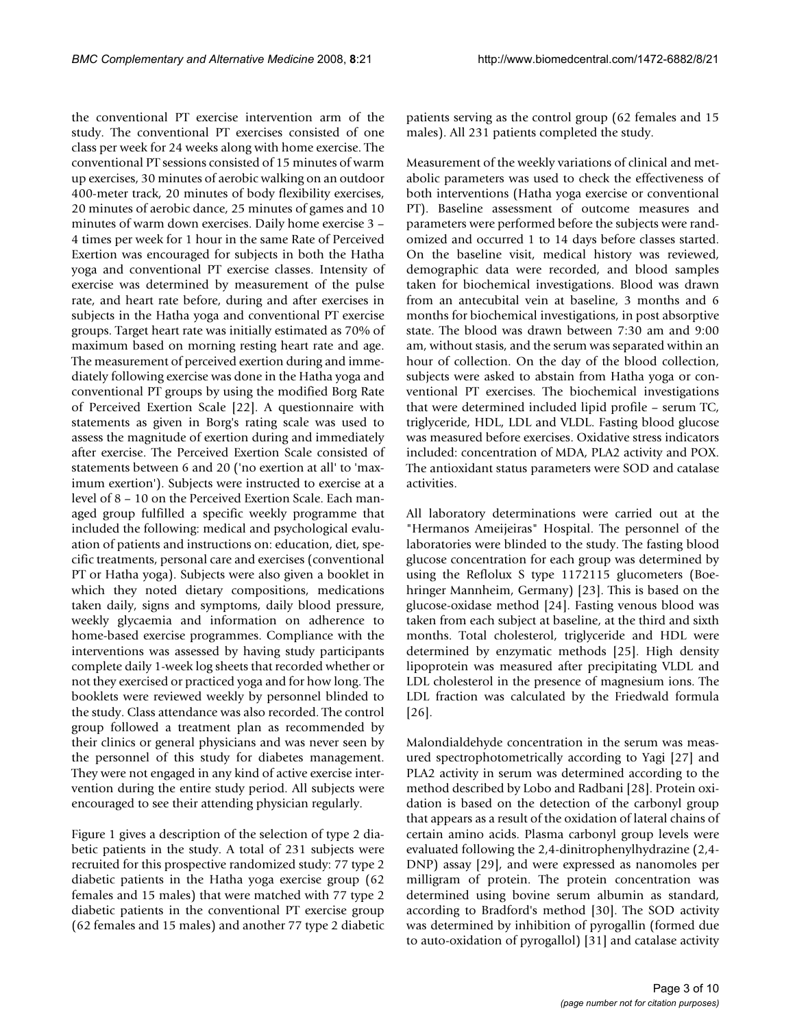the conventional PT exercise intervention arm of the study. The conventional PT exercises consisted of one class per week for 24 weeks along with home exercise. The conventional PT sessions consisted of 15 minutes of warm up exercises, 30 minutes of aerobic walking on an outdoor 400-meter track, 20 minutes of body flexibility exercises, 20 minutes of aerobic dance, 25 minutes of games and 10 minutes of warm down exercises. Daily home exercise 3 – 4 times per week for 1 hour in the same Rate of Perceived Exertion was encouraged for subjects in both the Hatha yoga and conventional PT exercise classes. Intensity of exercise was determined by measurement of the pulse rate, and heart rate before, during and after exercises in subjects in the Hatha yoga and conventional PT exercise groups. Target heart rate was initially estimated as 70% of maximum based on morning resting heart rate and age. The measurement of perceived exertion during and immediately following exercise was done in the Hatha yoga and conventional PT groups by using the modified Borg Rate of Perceived Exertion Scale [22]. A questionnaire with statements as given in Borg's rating scale was used to assess the magnitude of exertion during and immediately after exercise. The Perceived Exertion Scale consisted of statements between 6 and 20 ('no exertion at all' to 'maximum exertion'). Subjects were instructed to exercise at a level of 8 – 10 on the Perceived Exertion Scale. Each managed group fulfilled a specific weekly programme that included the following: medical and psychological evaluation of patients and instructions on: education, diet, specific treatments, personal care and exercises (conventional PT or Hatha yoga). Subjects were also given a booklet in which they noted dietary compositions, medications taken daily, signs and symptoms, daily blood pressure, weekly glycaemia and information on adherence to home-based exercise programmes. Compliance with the interventions was assessed by having study participants complete daily 1-week log sheets that recorded whether or not they exercised or practiced yoga and for how long. The booklets were reviewed weekly by personnel blinded to the study. Class attendance was also recorded. The control group followed a treatment plan as recommended by their clinics or general physicians and was never seen by the personnel of this study for diabetes management. They were not engaged in any kind of active exercise intervention during the entire study period. All subjects were encouraged to see their attending physician regularly.

Figure 1 gives a description of the selection of type 2 diabetic patients in the study. A total of 231 subjects were recruited for this prospective randomized study: 77 type 2 diabetic patients in the Hatha yoga exercise group (62 females and 15 males) that were matched with 77 type 2 diabetic patients in the conventional PT exercise group (62 females and 15 males) and another 77 type 2 diabetic patients serving as the control group (62 females and 15 males). All 231 patients completed the study.

Measurement of the weekly variations of clinical and metabolic parameters was used to check the effectiveness of both interventions (Hatha yoga exercise or conventional PT). Baseline assessment of outcome measures and parameters were performed before the subjects were randomized and occurred 1 to 14 days before classes started. On the baseline visit, medical history was reviewed, demographic data were recorded, and blood samples taken for biochemical investigations. Blood was drawn from an antecubital vein at baseline, 3 months and 6 months for biochemical investigations, in post absorptive state. The blood was drawn between 7:30 am and 9:00 am, without stasis, and the serum was separated within an hour of collection. On the day of the blood collection, subjects were asked to abstain from Hatha yoga or conventional PT exercises. The biochemical investigations that were determined included lipid profile – serum TC, triglyceride, HDL, LDL and VLDL. Fasting blood glucose was measured before exercises. Oxidative stress indicators included: concentration of MDA, PLA2 activity and POX. The antioxidant status parameters were SOD and catalase activities.

All laboratory determinations were carried out at the "Hermanos Ameijeiras" Hospital. The personnel of the laboratories were blinded to the study. The fasting blood glucose concentration for each group was determined by using the Reflolux S type 1172115 glucometers (Boehringer Mannheim, Germany) [23]. This is based on the glucose-oxidase method [24]. Fasting venous blood was taken from each subject at baseline, at the third and sixth months. Total cholesterol, triglyceride and HDL were determined by enzymatic methods [25]. High density lipoprotein was measured after precipitating VLDL and LDL cholesterol in the presence of magnesium ions. The LDL fraction was calculated by the Friedwald formula [26].

Malondialdehyde concentration in the serum was measured spectrophotometrically according to Yagi [27] and PLA2 activity in serum was determined according to the method described by Lobo and Radbani [28]. Protein oxidation is based on the detection of the carbonyl group that appears as a result of the oxidation of lateral chains of certain amino acids. Plasma carbonyl group levels were evaluated following the 2,4-dinitrophenylhydrazine (2,4-DNP) assay [29], and were expressed as nanomoles per milligram of protein. The protein concentration was determined using bovine serum albumin as standard, according to Bradford's method [30]. The SOD activity was determined by inhibition of pyrogallin (formed due to auto-oxidation of pyrogallol) [31] and catalase activity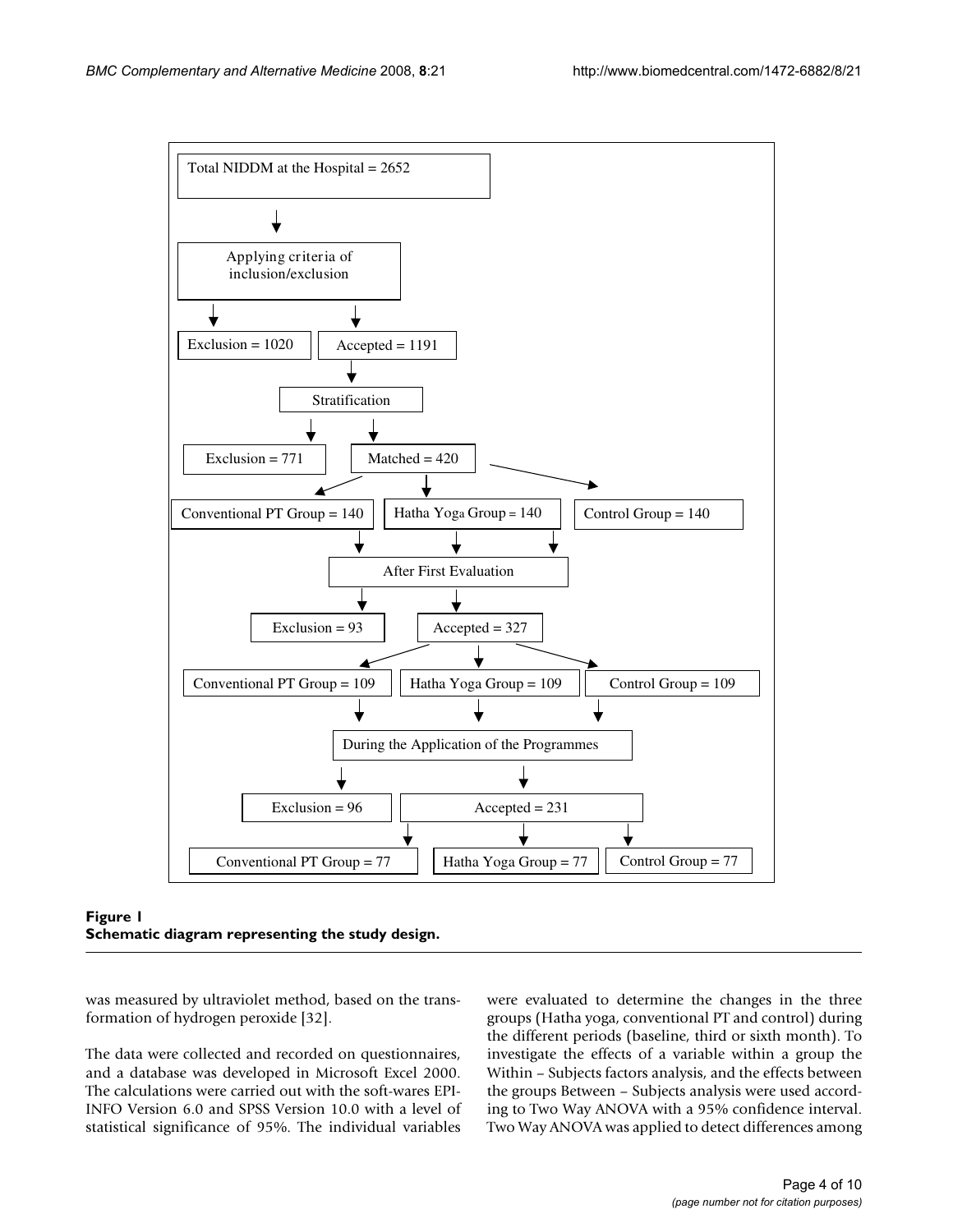Total NIDDM at the Hospital = 2652

Applying criteria of inclusion/exclusion

Exclusion = 1020

Accepted = 1191

Stratification

Exclusion = 771

Matched = 420

Conventional PT Group = 140

Hatha Yoga Group = 140

Control Group = 140

After First Evaluation

Exclusion = 93

Accepted = 327

Conventional PT Group = 109

Hatha Yoga Group = 109

Control Group = 109

During the Application of the Programmes

Exclusion = 96

Accepted = 231

Conventional PT Group = 77

Hatha Yoga Group = 77

Control Group = 77

**Figure 1**
**Schematic diagram representing the study design.**

was measured by ultraviolet method, based on the transformation of hydrogen peroxide [32].

The data were collected and recorded on questionnaires, and a database was developed in Microsoft Excel 2000. The calculations were carried out with the soft-wares EPI-INFO Version 6.0 and SPSS Version 10.0 with a level of statistical significance of 95%. The individual variables were evaluated to determine the changes in the three groups (Hatha yoga, conventional PT and control) during the different periods (baseline, third or sixth month). To investigate the effects of a variable within a group the Within – Subjects factors analysis, and the effects between the groups Between – Subjects analysis were used according to Two Way ANOVA with a 95% confidence interval. Two Way ANOVA was applied to detect differences among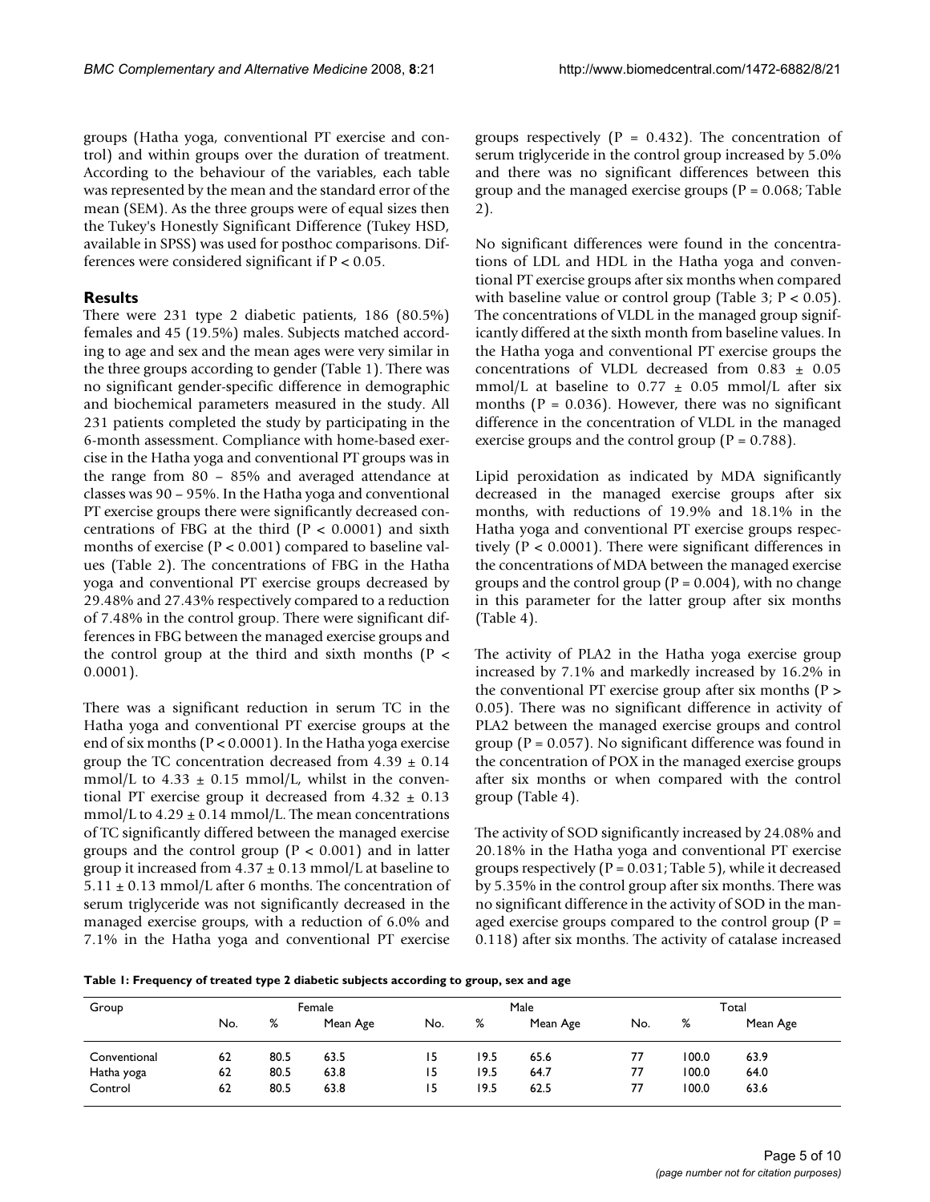groups (Hatha yoga, conventional PT exercise and control) and within groups over the duration of treatment. According to the behaviour of the variables, each table was represented by the mean and the standard error of the mean (SEM). As the three groups were of equal sizes then the Tukey's Honestly Significant Difference (Tukey HSD, available in SPSS) was used for posthoc comparisons. Differences were considered significant if $P < 0.05$.

## Results

There were 231 type 2 diabetic patients, 186 (80.5%) females and 45 (19.5%) males. Subjects matched according to age and sex and the mean ages were very similar in the three groups according to gender (Table 1). There was no significant gender-specific difference in demographic and biochemical parameters measured in the study. All 231 patients completed the study by participating in the 6-month assessment. Compliance with home-based exercise in the Hatha yoga and conventional PT groups was in the range from 80 – 85% and averaged attendance at classes was 90 – 95%. In the Hatha yoga and conventional PT exercise groups there were significantly decreased concentrations of FBG at the third ($P < 0.0001$) and sixth months of exercise ($P < 0.001$) compared to baseline values (Table 2). The concentrations of FBG in the Hatha yoga and conventional PT exercise groups decreased by 29.48% and 27.43% respectively compared to a reduction of 7.48% in the control group. There were significant differences in FBG between the managed exercise groups and the control group at the third and sixth months ($P < 0.0001$).

There was a significant reduction in serum TC in the Hatha yoga and conventional PT exercise groups at the end of six months ($P < 0.0001$). In the Hatha yoga exercise group the TC concentration decreased from $4.39 \pm 0.14$ mmol/L to $4.33 \pm 0.15$ mmol/L, whilst in the conventional PT exercise group it decreased from $4.32 \pm 0.13$ mmol/L to $4.29 \pm 0.14$ mmol/L. The mean concentrations of TC significantly differed between the managed exercise groups and the control group ($P < 0.001$) and in latter group it increased from $4.37 \pm 0.13$ mmol/L at baseline to $5.11 \pm 0.13$ mmol/L after 6 months. The concentration of serum triglyceride was not significantly decreased in the managed exercise groups, with a reduction of 6.0% and 7.1% in the Hatha yoga and conventional PT exercise groups respectively ($P = 0.432$). The concentration of serum triglyceride in the control group increased by 5.0% and there was no significant differences between this group and the managed exercise groups ($P = 0.068$; Table 2).

No significant differences were found in the concentrations of LDL and HDL in the Hatha yoga and conventional PT exercise groups after six months when compared with baseline value or control group (Table 3; $P < 0.05$). The concentrations of VLDL in the managed group significantly differed at the sixth month from baseline values. In the Hatha yoga and conventional PT exercise groups the concentrations of VLDL decreased from $0.83 \pm 0.05$ mmol/L at baseline to $0.77 \pm 0.05$ mmol/L after six months ($P = 0.036$). However, there was no significant difference in the concentration of VLDL in the managed exercise groups and the control group ($P = 0.788$).

Lipid peroxidation as indicated by MDA significantly decreased in the managed exercise groups after six months, with reductions of 19.9% and 18.1% in the Hatha yoga and conventional PT exercise groups respectively ($P < 0.0001$). There were significant differences in the concentrations of MDA between the managed exercise groups and the control group ($P = 0.004$), with no change in this parameter for the latter group after six months (Table 4).

The activity of PLA2 in the Hatha yoga exercise group increased by 7.1% and markedly increased by 16.2% in the conventional PT exercise group after six months ($P > 0.05$). There was no significant difference in activity of PLA2 between the managed exercise groups and control group ($P = 0.057$). No significant difference was found in the concentration of POX in the managed exercise groups after six months or when compared with the control group (Table 4).

The activity of SOD significantly increased by 24.08% and 20.18% in the Hatha yoga and conventional PT exercise groups respectively ($P = 0.031$; Table 5), while it decreased by 5.35% in the control group after six months. There was no significant difference in the activity of SOD in the managed exercise groups compared to the control group ($P = 0.118$) after six months. The activity of catalase increased

**Table 1: Frequency of treated type 2 diabetic subjects according to group, sex and age**

| Group | Female | | | Male | | | Total | | |
|---|---|---|---|---|---|---|---|---|---|
| | No. | % | Mean Age | No. | % | Mean Age | No. | % | Mean Age |
| Conventional | 62 | 80.5 | 63.5 | 15 | 19.5 | 65.6 | 77 | 100.0 | 63.9 |
| Hatha yoga | 62 | 80.5 | 63.8 | 15 | 19.5 | 64.7 | 77 | 100.0 | 64.0 |
| Control | 62 | 80.5 | 63.8 | 15 | 19.5 | 62.5 | 77 | 100.0 | 63.6 |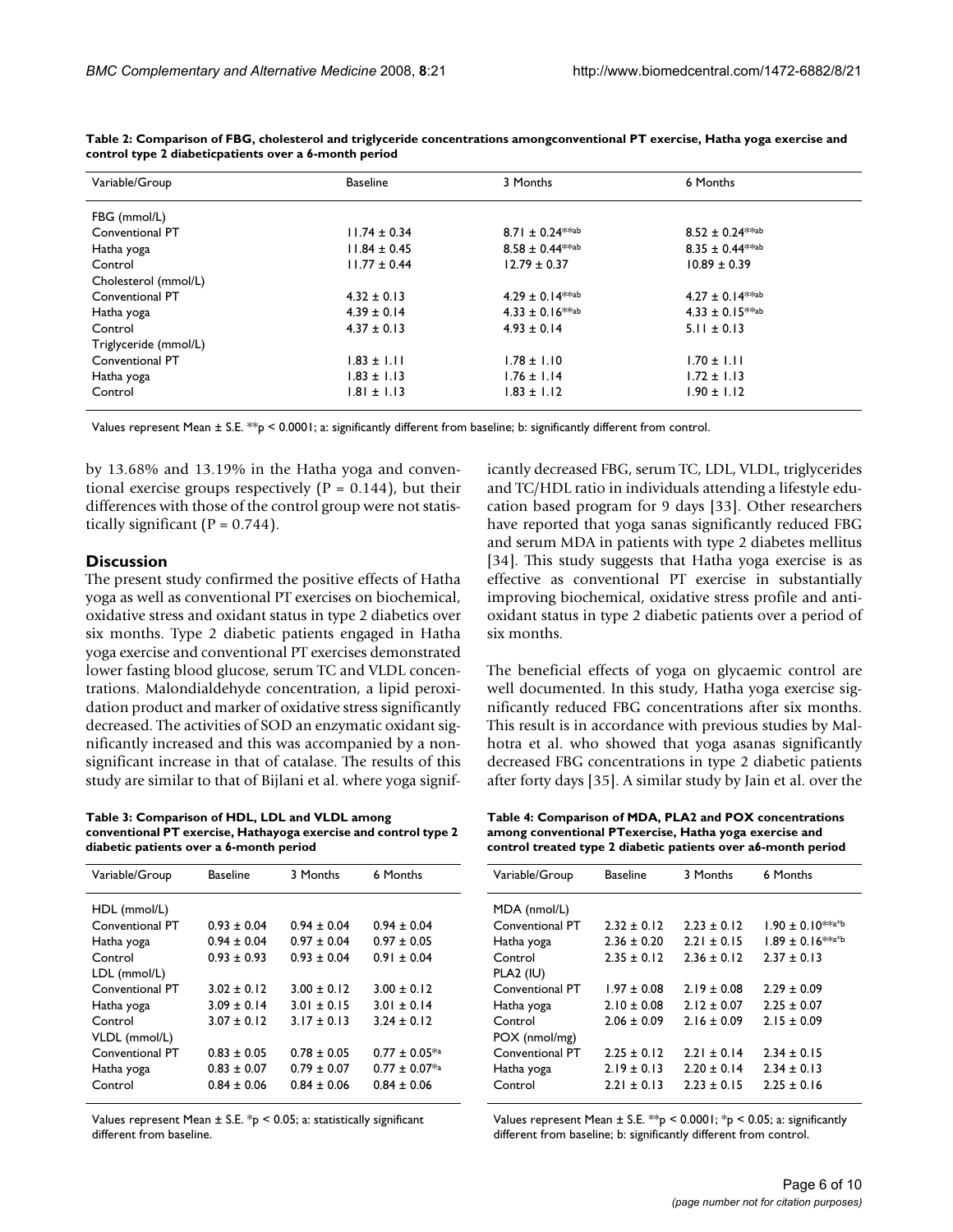**Table 2: Comparison of FBG, cholesterol and triglyceride concentrations amongconventional PT exercise, Hatha yoga exercise and control type 2 diabeticpatients over a 6-month period**

| Variable/Group | Baseline | 3 Months | 6 Months |
|---|---|---|---|
| FBG (mmol/L) | | | |
| Conventional PT | 11.74 ± 0.34 | 8.71 ± 0.24**ab | 8.52 ± 0.24**ab |
| Hatha yoga | 11.84 ± 0.45 | 8.58 ± 0.44**ab | 8.35 ± 0.44**ab |
| Control | 11.77 ± 0.44 | 12.79 ± 0.37 | 10.89 ± 0.39 |
| Cholesterol (mmol/L) | | | |
| Conventional PT | 4.32 ± 0.13 | 4.29 ± 0.14**ab | 4.27 ± 0.14**ab |
| Hatha yoga | 4.39 ± 0.14 | 4.33 ± 0.16**ab | 4.33 ± 0.15**ab |
| Control | 4.37 ± 0.13 | 4.93 ± 0.14 | 5.11 ± 0.13 |
| Triglyceride (mmol/L) | | | |
| Conventional PT | 1.83 ± 1.11 | 1.78 ± 1.10 | 1.70 ± 1.11 |
| Hatha yoga | 1.83 ± 1.13 | 1.76 ± 1.14 | 1.72 ± 1.13 |
| Control | 1.81 ± 1.13 | 1.83 ± 1.12 | 1.90 ± 1.12 |

Values represent Mean ± S.E. **p < 0.0001; a: significantly different from baseline; b: significantly different from control.

by 13.68% and 13.19% in the Hatha yoga and conventional exercise groups respectively ($P = 0.144$), but their differences with those of the control group were not statistically significant ($P = 0.744$).

## Discussion

The present study confirmed the positive effects of Hatha yoga as well as conventional PT exercises on biochemical, oxidative stress and oxidant status in type 2 diabetics over six months. Type 2 diabetic patients engaged in Hatha yoga exercise and conventional PT exercises demonstrated lower fasting blood glucose, serum TC and VLDL concentrations. Malondialdehyde concentration, a lipid peroxidation product and marker of oxidative stress significantly decreased. The activities of SOD an enzymatic oxidant significantly increased and this was accompanied by a non-significant increase in that of catalase. The results of this study are similar to that of Bijlani et al. where yoga significantly decreased FBG, serum TC, LDL, VLDL, triglycerides and TC/HDL ratio in individuals attending a lifestyle education based program for 9 days [33]. Other researchers have reported that yoga sanas significantly reduced FBG and serum MDA in patients with type 2 diabetes mellitus [34]. This study suggests that Hatha yoga exercise is as effective as conventional PT exercise in substantially improving biochemical, oxidative stress profile and antioxidant status in type 2 diabetic patients over a period of six months.

The beneficial effects of yoga on glycaemic control are well documented. In this study, Hatha yoga exercise significantly reduced FBG concentrations after six months. This result is in accordance with previous studies by Malhotra et al. who showed that yoga asanas significantly decreased FBG concentrations in type 2 diabetic patients after forty days [35]. A similar study by Jain et al. over the

**Table 3: Comparison of HDL, LDL and VLDL among conventional PT exercise, Hathayoga exercise and control type 2 diabetic patients over a 6-month period**

| Variable/Group | Baseline | 3 Months | 6 Months |
|---|---|---|---|
| HDL (mmol/L) | | | |
| Conventional PT | 0.93 ± 0.04 | 0.94 ± 0.04 | 0.94 ± 0.04 |
| Hatha yoga | 0.94 ± 0.04 | 0.97 ± 0.04 | 0.97 ± 0.05 |
| Control | 0.93 ± 0.93 | 0.93 ± 0.04 | 0.91 ± 0.04 |
| LDL (mmol/L) | | | |
| Conventional PT | 3.02 ± 0.12 | 3.00 ± 0.12 | 3.00 ± 0.12 |
| Hatha yoga | 3.09 ± 0.14 | 3.01 ± 0.15 | 3.01 ± 0.14 |
| Control | 3.07 ± 0.12 | 3.17 ± 0.13 | 3.24 ± 0.12 |
| VLDL (mmol/L) | | | |
| Conventional PT | 0.83 ± 0.05 | 0.78 ± 0.05 | 0.77 ± 0.05*a |
| Hatha yoga | 0.83 ± 0.07 | 0.79 ± 0.07 | 0.77 ± 0.07*a |
| Control | 0.84 ± 0.06 | 0.84 ± 0.06 | 0.84 ± 0.06 |

Values represent Mean ± S.E. *p < 0.05; a: statistically significant different from baseline.

**Table 4: Comparison of MDA, PLA2 and POX concentrations among conventional PTexercise, Hatha yoga exercise and control treated type 2 diabetic patients over a6-month period**

| Variable/Group | Baseline | 3 Months | 6 Months |
|---|---|---|---|
| MDA (nmol/L) | | | |
| Conventional PT | 2.32 ± 0.12 | 2.23 ± 0.12 | 1.90 ± 0.10**a*b |
| Hatha yoga | 2.36 ± 0.20 | 2.21 ± 0.15 | 1.89 ± 0.16**a*b |
| Control | 2.35 ± 0.12 | 2.36 ± 0.12 | 2.37 ± 0.13 |
| PLA2 (IU) | | | |
| Conventional PT | 1.97 ± 0.08 | 2.19 ± 0.08 | 2.29 ± 0.09 |
| Hatha yoga | 2.10 ± 0.08 | 2.12 ± 0.07 | 2.25 ± 0.07 |
| Control | 2.06 ± 0.09 | 2.16 ± 0.09 | 2.15 ± 0.09 |
| POX (nmol/mg) | | | |
| Conventional PT | 2.25 ± 0.12 | 2.21 ± 0.14 | 2.34 ± 0.15 |
| Hatha yoga | 2.19 ± 0.13 | 2.20 ± 0.14 | 2.34 ± 0.13 |
| Control | 2.21 ± 0.13 | 2.23 ± 0.15 | 2.25 ± 0.16 |

Values represent Mean ± S.E. **p < 0.0001; *p < 0.05; a: significantly different from baseline; b: significantly different from control.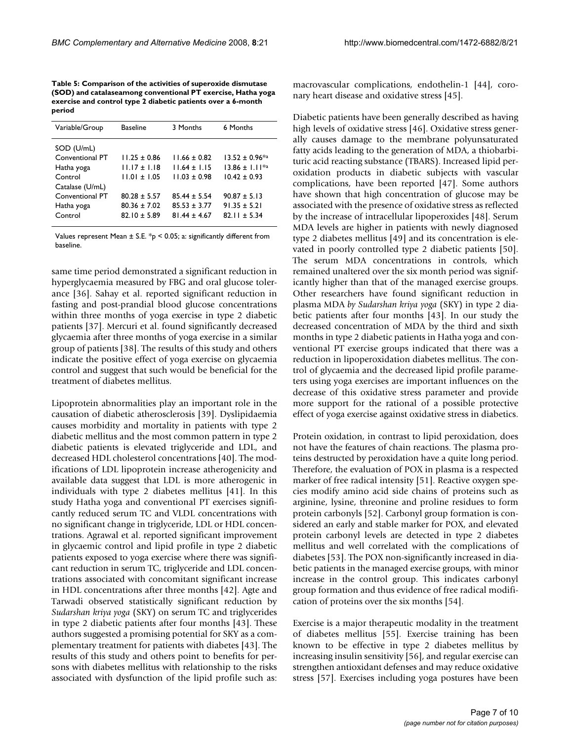**Table 5: Comparison of the activities of superoxide dismutase (SOD) and catalaseamong conventional PT exercise, Hatha yoga exercise and control type 2 diabetic patients over a 6-month period**

| Variable/Group | Baseline | 3 Months | 6 Months |
|---|---|---|---|
| SOD (U/mL) | | | |
| Conventional PT | 11.25 ± 0.86 | 11.66 ± 0.82 | 13.52 ± 0.96*a |
| Hatha yoga | 11.17 ± 1.18 | 11.64 ± 1.15 | 13.86 ± 1.11*a |
| Control | 11.01 ± 1.05 | 11.03 ± 0.98 | 10.42 ± 0.93 |
| Catalase (U/mL) | | | |
| Conventional PT | 80.28 ± 5.57 | 85.44 ± 5.54 | 90.87 ± 5.13 |
| Hatha yoga | 80.36 ± 7.02 | 85.53 ± 3.77 | 91.35 ± 5.21 |
| Control | 82.10 ± 5.89 | 81.44 ± 4.67 | 82.11 ± 5.34 |

Values represent Mean ± S.E. *$p < 0.05$; a: significantly different from baseline.

same time period demonstrated a significant reduction in hyperglycaemia measured by FBG and oral glucose tolerance [36]. Sahay et al. reported significant reduction in fasting and post-prandial blood glucose concentrations within three months of yoga exercise in type 2 diabetic patients [37]. Mercuri et al. found significantly decreased glycaemia after three months of yoga exercise in a similar group of patients [38]. The results of this study and others indicate the positive effect of yoga exercise on glycaemia control and suggest that such would be beneficial for the treatment of diabetes mellitus.

Lipoprotein abnormalities play an important role in the causation of diabetic atherosclerosis [39]. Dyslipidaemia causes morbidity and mortality in patients with type 2 diabetic mellitus and the most common pattern in type 2 diabetic patients is elevated triglyceride and LDL, and decreased HDL cholesterol concentrations [40]. The modifications of LDL lipoprotein increase atherogenicity and available data suggest that LDL is more atherogenic in individuals with type 2 diabetes mellitus [41]. In this study Hatha yoga and conventional PT exercises significantly reduced serum TC and VLDL concentrations with no significant change in triglyceride, LDL or HDL concentrations. Agrawal et al. reported significant improvement in glycaemic control and lipid profile in type 2 diabetic patients exposed to yoga exercise where there was significant reduction in serum TC, triglyceride and LDL concentrations associated with concomitant significant increase in HDL concentrations after three months [42]. Agte and Tarwadi observed statistically significant reduction by *Sudarshan kriya yoga* (SKY) on serum TC and triglycerides in type 2 diabetic patients after four months [43]. These authors suggested a promising potential for SKY as a complementary treatment for patients with diabetes [43]. The results of this study and others point to benefits for persons with diabetes mellitus with relationship to the risks associated with dysfunction of the lipid profile such as: macrovascular complications, endothelin-1 [44], coronary heart disease and oxidative stress [45].

Diabetic patients have been generally described as having high levels of oxidative stress [46]. Oxidative stress generally causes damage to the membrane polyunsaturated fatty acids leading to the generation of MDA, a thiobarbituric acid reacting substance (TBARS). Increased lipid peroxidation products in diabetic subjects with vascular complications, have been reported [47]. Some authors have shown that high concentration of glucose may be associated with the presence of oxidative stress as reflected by the increase of intracellular lipoperoxides [48]. Serum MDA levels are higher in patients with newly diagnosed type 2 diabetes mellitus [49] and its concentration is elevated in poorly controlled type 2 diabetic patients [50]. The serum MDA concentrations in controls, which remained unaltered over the six month period was significantly higher than that of the managed exercise groups. Other researchers have found significant reduction in plasma MDA *by Sudarshan kriya yoga* (SKY) in type 2 diabetic patients after four months [43]. In our study the decreased concentration of MDA by the third and sixth months in type 2 diabetic patients in Hatha yoga and conventional PT exercise groups indicated that there was a reduction in lipoperoxidation diabetes mellitus. The control of glycaemia and the decreased lipid profile parameters using yoga exercises are important influences on the decrease of this oxidative stress parameter and provide more support for the rational of a possible protective effect of yoga exercise against oxidative stress in diabetics.

Protein oxidation, in contrast to lipid peroxidation, does not have the features of chain reactions. The plasma proteins destructed by peroxidation have a quite long period. Therefore, the evaluation of POX in plasma is a respected marker of free radical intensity [51]. Reactive oxygen species modify amino acid side chains of proteins such as arginine, lysine, threonine and proline residues to form protein carbonyls [52]. Carbonyl group formation is considered an early and stable marker for POX, and elevated protein carbonyl levels are detected in type 2 diabetes mellitus and well correlated with the complications of diabetes [53]. The POX non-significantly increased in diabetic patients in the managed exercise groups, with minor increase in the control group. This indicates carbonyl group formation and thus evidence of free radical modification of proteins over the six months [54].

Exercise is a major therapeutic modality in the treatment of diabetes mellitus [55]. Exercise training has been known to be effective in type 2 diabetes mellitus by increasing insulin sensitivity [56], and regular exercise can strengthen antioxidant defenses and may reduce oxidative stress [57]. Exercises including yoga postures have been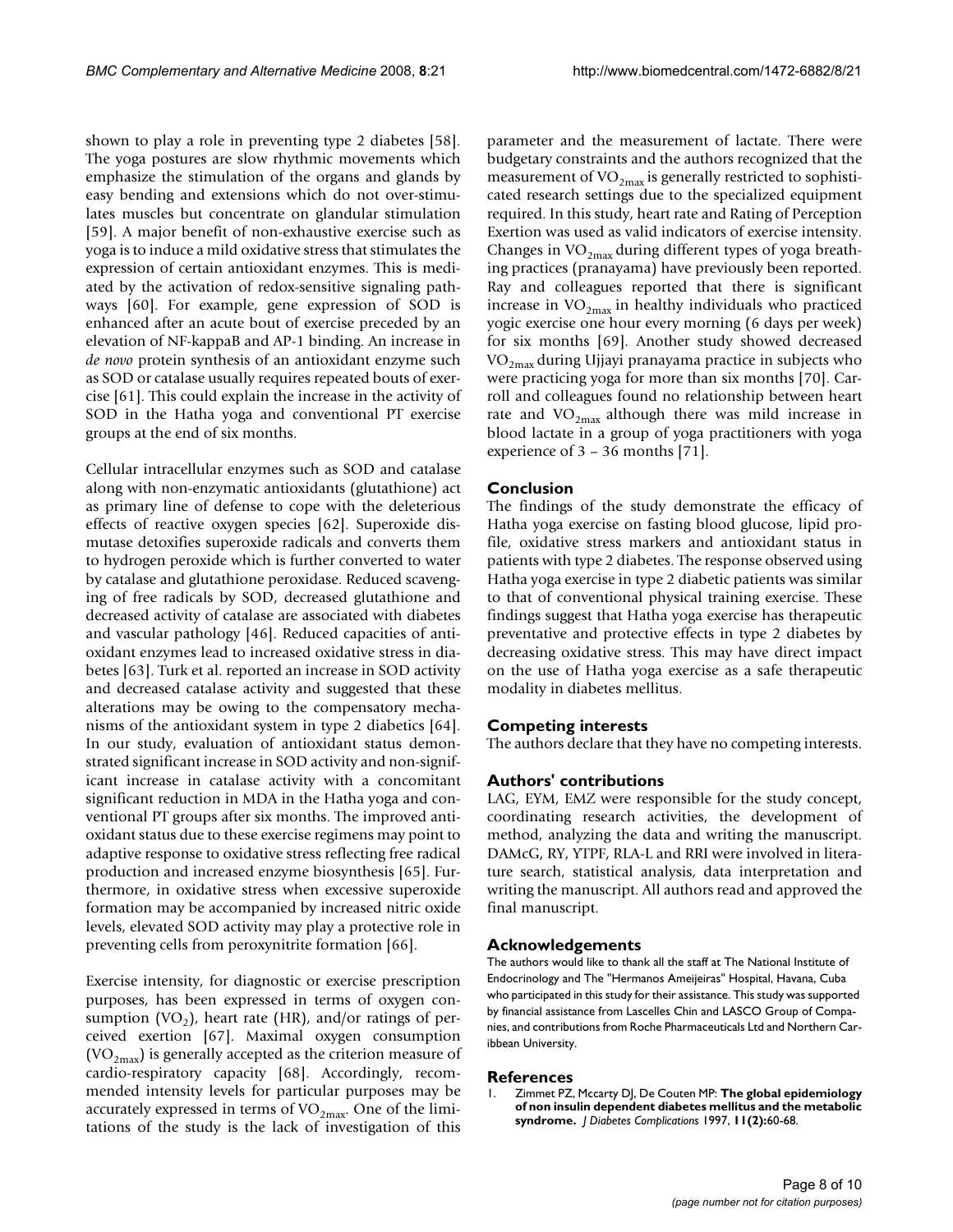shown to play a role in preventing type 2 diabetes [58]. The yoga postures are slow rhythmic movements which emphasize the stimulation of the organs and glands by easy bending and extensions which do not over-stimulates muscles but concentrate on glandular stimulation [59]. A major benefit of non-exhaustive exercise such as yoga is to induce a mild oxidative stress that stimulates the expression of certain antioxidant enzymes. This is mediated by the activation of redox-sensitive signaling pathways [60]. For example, gene expression of SOD is enhanced after an acute bout of exercise preceded by an elevation of NF-kappaB and AP-1 binding. An increase in *de novo* protein synthesis of an antioxidant enzyme such as SOD or catalase usually requires repeated bouts of exercise [61]. This could explain the increase in the activity of SOD in the Hatha yoga and conventional PT exercise groups at the end of six months.

Cellular intracellular enzymes such as SOD and catalase along with non-enzymatic antioxidants (glutathione) act as primary line of defense to cope with the deleterious effects of reactive oxygen species [62]. Superoxide dismutase detoxifies superoxide radicals and converts them to hydrogen peroxide which is further converted to water by catalase and glutathione peroxidase. Reduced scavenging of free radicals by SOD, decreased glutathione and decreased activity of catalase are associated with diabetes and vascular pathology [46]. Reduced capacities of antioxidant enzymes lead to increased oxidative stress in diabetes [63]. Turk et al. reported an increase in SOD activity and decreased catalase activity and suggested that these alterations may be owing to the compensatory mechanisms of the antioxidant system in type 2 diabetics [64]. In our study, evaluation of antioxidant status demonstrated significant increase in SOD activity and non-significant increase in catalase activity with a concomitant significant reduction in MDA in the Hatha yoga and conventional PT groups after six months. The improved antioxidant status due to these exercise regimens may point to adaptive response to oxidative stress reflecting free radical production and increased enzyme biosynthesis [65]. Furthermore, in oxidative stress when excessive superoxide formation may be accompanied by increased nitric oxide levels, elevated SOD activity may play a protective role in preventing cells from peroxynitrite formation [66].

Exercise intensity, for diagnostic or exercise prescription purposes, has been expressed in terms of oxygen consumption ($VO_2$), heart rate (HR), and/or ratings of perceived exertion [67]. Maximal oxygen consumption ($VO_{2max}$) is generally accepted as the criterion measure of cardio-respiratory capacity [68]. Accordingly, recommended intensity levels for particular purposes may be accurately expressed in terms of $VO_{2max}$. One of the limitations of the study is the lack of investigation of this parameter and the measurement of lactate. There were budgetary constraints and the authors recognized that the measurement of $VO_{2max}$ is generally restricted to sophisticated research settings due to the specialized equipment required. In this study, heart rate and Rating of Perception Exertion was used as valid indicators of exercise intensity. Changes in $VO_{2max}$ during different types of yoga breathing practices (pranayama) have previously been reported. Ray and colleagues reported that there is significant increase in $VO_{2max}$ in healthy individuals who practiced yogic exercise one hour every morning (6 days per week) for six months [69]. Another study showed decreased $VO_{2max}$ during Ujjayi pranayama practice in subjects who were practicing yoga for more than six months [70]. Carroll and colleagues found no relationship between heart rate and $VO_{2max}$ although there was mild increase in blood lactate in a group of yoga practitioners with yoga experience of 3 – 36 months [71].

## Conclusion

The findings of the study demonstrate the efficacy of Hatha yoga exercise on fasting blood glucose, lipid profile, oxidative stress markers and antioxidant status in patients with type 2 diabetes. The response observed using Hatha yoga exercise in type 2 diabetic patients was similar to that of conventional physical training exercise. These findings suggest that Hatha yoga exercise has therapeutic preventative and protective effects in type 2 diabetes by decreasing oxidative stress. This may have direct impact on the use of Hatha yoga exercise as a safe therapeutic modality in diabetes mellitus.

## Competing interests

The authors declare that they have no competing interests.

## Authors' contributions

LAG, EYM, EMZ were responsible for the study concept, coordinating research activities, the development of method, analyzing the data and writing the manuscript. DAMcG, RY, YTPF, RLA-L and RRI were involved in literature search, statistical analysis, data interpretation and writing the manuscript. All authors read and approved the final manuscript.

## Acknowledgements

The authors would like to thank all the staff at The National Institute of Endocrinology and The "Hermanos Ameijeiras" Hospital, Havana, Cuba who participated in this study for their assistance. This study was supported by financial assistance from Lascelles Chin and LASCO Group of Companies, and contributions from Roche Pharmaceuticals Ltd and Northern Caribbean University.

## References

1. Zimmet PZ, Mccarty DJ, De Couten MP: **The global epidemiology of non insulin dependent diabetes mellitus and the metabolic syndrome.** *J Diabetes Complications* 1997, **11(2)**:60-68.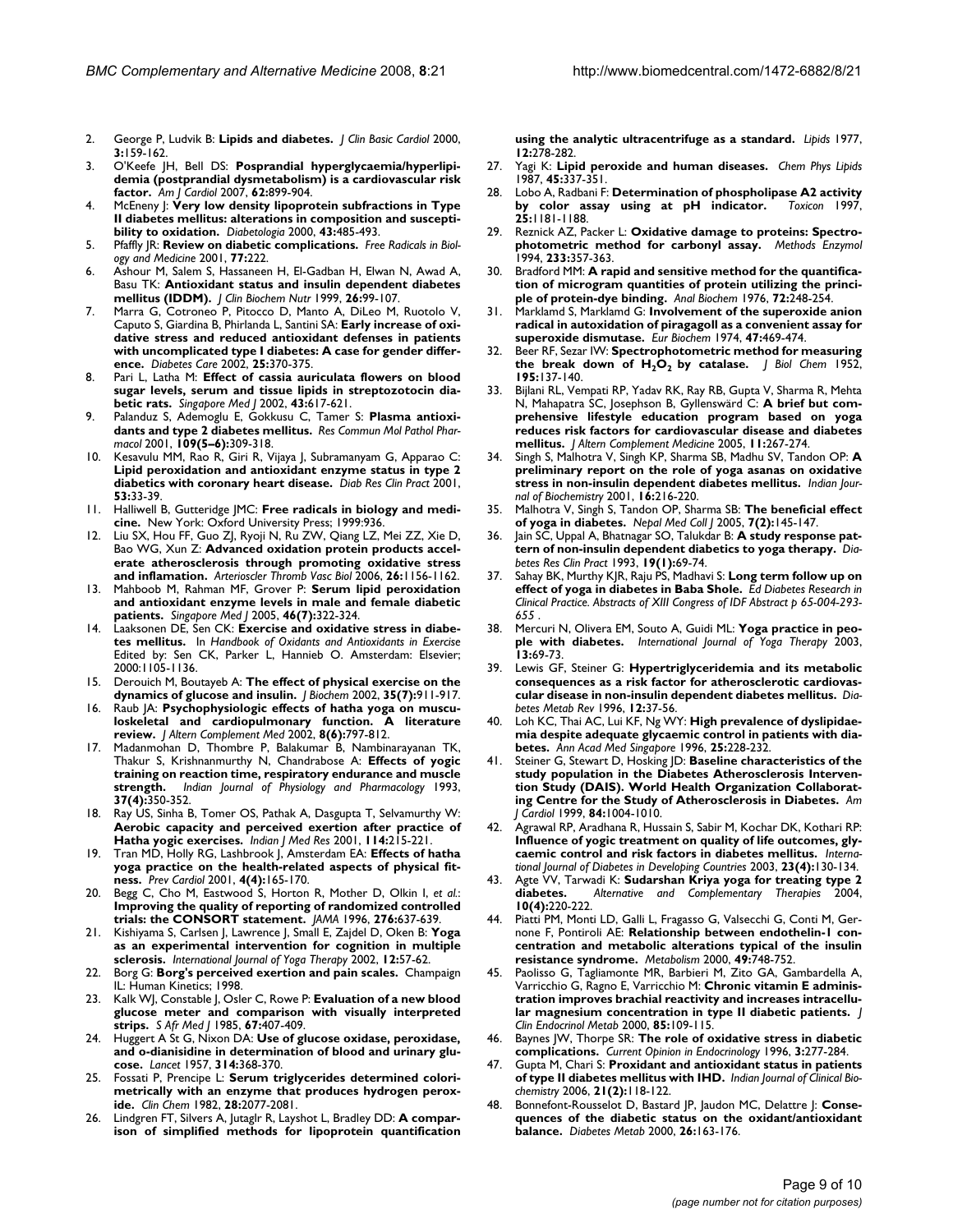2. George P, Ludvik B: **Lipids and diabetes.** *J Clin Basic Cardiol* 2000, **3**:159-162.
3. O'Keefe JH, Bell DS: **Posprandial hyperglycaemia/hyperlipidemia (postprandial dysmetabolism) is a cardiovascular risk factor.** *Am J Cardiol* 2007, **62:**899-904.
4. McEneny J: **Very low density lipoprotein subfractions in Type II diabetes mellitus: alterations in composition and susceptibility to oxidation.** *Diabetologia* 2000, **43:**485-493.
5. Pfaffly JR: **Review on diabetic complications.** *Free Radicals in Biology and Medicine* 2001, **77:**222.
6. Ashour M, Salem S, Hassaneen H, El-Gadban H, Elwan N, Awad A, Basu TK: **Antioxidant status and insulin dependent diabetes mellitus (IDDM).** *J Clin Biochem Nutr* 1999, **26:**99-107.
7. Marra G, Cotroneo P, Pitocco D, Manto A, DiLeo M, Ruotolo V, Caputo S, Giardina B, Phirlanda L, Santini SA: **Early increase of oxidative stress and reduced antioxidant defenses in patients with uncomplicated type I diabetes: A case for gender difference.** *Diabetes Care* 2002, **25:**370-375.
8. Pari L, Latha M: **Effect of cassia auriculata flowers on blood sugar levels, serum and tissue lipids in streptozotocin diabetic rats.** *Singapore Med J* 2002, **43:**617-621.
9. Palanduz S, Ademoglu E, Gokkusu C, Tamer S: **Plasma antioxidants and type 2 diabetes mellitus.** *Res Commun Mol Pathol Pharmacol* 2001, **109(5–6):**309-318.
10. Kesavulu MM, Rao R, Giri R, Vijaya J, Subramanyam G, Apparao C: **Lipid peroxidation and antioxidant enzyme status in type 2 diabetics with coronary heart disease.** *Diab Res Clin Pract* 2001, **53:**33-39.
11. Halliwell B, Gutteridge JMC: **Free radicals in biology and medicine.** New York: Oxford University Press; 1999:936.
12. Liu SX, Hou FF, Guo ZJ, Ryoji N, Ru ZW, Qiang LZ, Mei ZZ, Xie D, Bao WG, Xun Z: **Advanced oxidation protein products accelerate atherosclerosis through promoting oxidative stress and inflammation.** *Arterioscler Thromb Vasc Biol* 2006, **26:**1156-1162.
13. Mahboob M, Rahman MF, Grover P: **Serum lipid peroxidation and antioxidant enzyme levels in male and female diabetic patients.** *Singapore Med J* 2005, **46(7):**322-324.
14. Laaksonen DE, Sen CK: **Exercise and oxidative stress in diabetes mellitus.** In *Handbook of Oxidants and Antioxidants in Exercise* Edited by: Sen CK, Parker L, Hannieb O. Amsterdam: Elsevier; 2000:1105-1136.
15. Derouich M, Boutayeb A: **The effect of physical exercise on the dynamics of glucose and insulin.** *J Biochem* 2002, **35(7):**911-917.
16. Raub JA: **Psychophysiologic effects of hatha yoga on musculoskeletal and cardiopulmonary function. A literature review.** *J Altern Complement Med* 2002, **8(6):**797-812.
17. Madanmohan D, Thombre P, Balakumar B, Nambinarayanan TK, Thakur S, Krishnanmurthy N, Chandrabose A: **Effects of yogic training on reaction time, respiratory endurance and muscle strength.** *Indian Journal of Physiology and Pharmacology* 1993, **37(4):**350-352.
18. Ray US, Sinha B, Tomer OS, Pathak A, Dasgupta T, Selvamurthy W: **Aerobic capacity and perceived exertion after practice of Hatha yogic exercises.** *Indian J Med Res* 2001, **114:**215-221.
19. Tran MD, Holly RG, Lashbrook J, Amsterdam EA: **Effects of hatha yoga practice on the health-related aspects of physical fitness.** *Prev Cardiol* 2001, **4(4):**165-170.
20. Begg C, Cho M, Eastwood S, Horton R, Mother D, Olkin I, *et al.*: **Improving the quality of reporting of randomized controlled trials: the CONSORT statement.** *JAMA* 1996, **276:**637-639.
21. Kishiyama S, Carlsen J, Lawrence J, Small E, Zajdel D, Oken B: **Yoga as an experimental intervention for cognition in multiple sclerosis.** *International Journal of Yoga Therapy* 2002, **12:**57-62.
22. Borg G: **Borg's perceived exertion and pain scales.** Champaign IL: Human Kinetics; 1998.
23. Kalk WJ, Constable J, Osler C, Rowe P: **Evaluation of a new blood glucose meter and comparison with visually interpreted strips.** *S Afr Med J* 1985, **67:**407-409.
24. Huggert A St G, Nixon DA: **Use of glucose oxidase, peroxidase, and o-dianisidine in determination of blood and urinary glucose.** *Lancet* 1957, **314:**368-370.
25. Fossati P, Prencipe L: **Serum triglycerides determined colorimetrically with an enzyme that produces hydrogen peroxide.** *Clin Chem* 1982, **28:**2077-2081.
26. Lindgren FT, Silvers A, Jutaglr R, Layshot L, Bradley DD: **A comparison of simplified methods for lipoprotein quantification using the analytic ultracentrifuge as a standard.** *Lipids* 1977, **12:**278-282.
27. Yagi K: **Lipid peroxide and human diseases.** *Chem Phys Lipids* 1987, **45:**337-351.
28. Lobo A, Radbani F: **Determination of phospholipase A2 activity by color assay using at pH indicator.** *Toxicon* 1997, **25:**1181-1188.
29. Reznick AZ, Packer L: **Oxidative damage to proteins: Spectrophotometric method for carbonyl assay.** *Methods Enzymol* 1994, **233:**357-363.
30. Bradford MM: **A rapid and sensitive method for the quantification of microgram quantities of protein utilizing the principle of protein-dye binding.** *Anal Biochem* 1976, **72:**248-254.
31. Marklamd S, Marklamd G: **Involvement of the superoxide anion radical in autoxidation of piragagoll as a convenient assay for superoxide dismutase.** *Eur Biochem* 1974, **47:**469-474.
32. Beer RF, Sezar IW: **Spectrophotometric method for measuring the break down of $H_2O_2$ by catalase.** *J Biol Chem* 1952, **195:**137-140.
33. Bijlani RL, Vempati RP, Yadav RK, Ray RB, Gupta V, Sharma R, Mehta N, Mahapatra SC, Josephson B, Gyllenswärd C: **A brief but comprehensive lifestyle education program based on yoga reduces risk factors for cardiovascular disease and diabetes mellitus.** *J Altern Complement Medicine* 2005, **11:**267-274.
34. Singh S, Malhotra V, Singh KP, Sharma SB, Madhu SV, Tandon OP: **A preliminary report on the role of yoga asanas on oxidative stress in non-insulin dependent diabetes mellitus.** *Indian Journal of Biochemistry* 2001, **16:**216-220.
35. Malhotra V, Singh S, Tandon OP, Sharma SB: **The beneficial effect of yoga in diabetes.** *Nepal Med Coll J* 2005, **7(2):**145-147.
36. Jain SC, Uppal A, Bhatnagar SO, Talukdar B: **A study response pattern of non-insulin dependent diabetics to yoga therapy.** *Diabetes Res Clin Pract* 1993, **19(1):**69-74.
37. Sahay BK, Murthy KJR, Raju PS, Madhavi S: **Long term follow up on effect of yoga in diabetes in Baba Shole.** *Ed Diabetes Research in Clinical Practice. Abstracts of XIII Congress of IDF Abstract p 65-004-293-655* .
38. Mercuri N, Olivera EM, Souto A, Guidi ML: **Yoga practice in people with diabetes.** *International Journal of Yoga Therapy* 2003, **13:**69-73.
39. Lewis GF, Steiner G: **Hypertriglyceridemia and its metabolic consequences as a risk factor for atherosclerotic cardiovascular disease in non-insulin dependent diabetes mellitus.** *Diabetes Metab Rev* 1996, **12:**37-56.
40. Loh KC, Thai AC, Lui KF, Ng WY: **High prevalence of dyslipidaemia despite adequate glycaemic control in patients with diabetes.** *Ann Acad Med Singapore* 1996, **25:**228-232.
41. Steiner G, Stewart D, Hosking JD: **Baseline characteristics of the study population in the Diabetes Atherosclerosis Intervention Study (DAIS). World Health Organization Collaborating Centre for the Study of Atherosclerosis in Diabetes.** *Am J Cardiol* 1999, **84:**1004-1010.
42. Agrawal RP, Aradhana R, Hussain S, Sabir M, Kochar DK, Kothari RP: **Influence of yogic treatment on quality of life outcomes, glycaemic control and risk factors in diabetes mellitus.** *International Journal of Diabetes in Developing Countries* 2003, **23(4):**130-134.
43. Agte VV, Tarwadi K: **Sudarshan Kriya yoga for treating type 2 diabetes.** *Alternative and Complementary Therapies* 2004, **10(4):**220-222.
44. Piatti PM, Monti LD, Galli L, Fragasso G, Valsecchi G, Conti M, Gernone F, Pontiroli AE: **Relationship between endothelin-1 concentration and metabolic alterations typical of the insulin resistance syndrome.** *Metabolism* 2000, **49:**748-752.
45. Paolisso G, Tagliamonte MR, Barbieri M, Zito GA, Gambardella A, Varricchio G, Ragno E, Varricchio M: **Chronic vitamin E administration improves brachial reactivity and increases intracellular magnesium concentration in type II diabetic patients.** *J Clin Endocrinol Metab* 2000, **85:**109-115.
46. Baynes JW, Thorpe SR: **The role of oxidative stress in diabetic complications.** *Current Opinion in Endocrinology* 1996, **3:**277-284.
47. Gupta M, Chari S: **Proxidant and antioxidant status in patients of type II diabetes mellitus with IHD.** *Indian Journal of Clinical Biochemistry* 2006, **21(2):**118-122.
48. Bonnefont-Rousselot D, Bastard JP, Jaudon MC, Delattre J: **Consequences of the diabetic status on the oxidant/antioxidant balance.** *Diabetes Metab* 2000, **26:**163-176.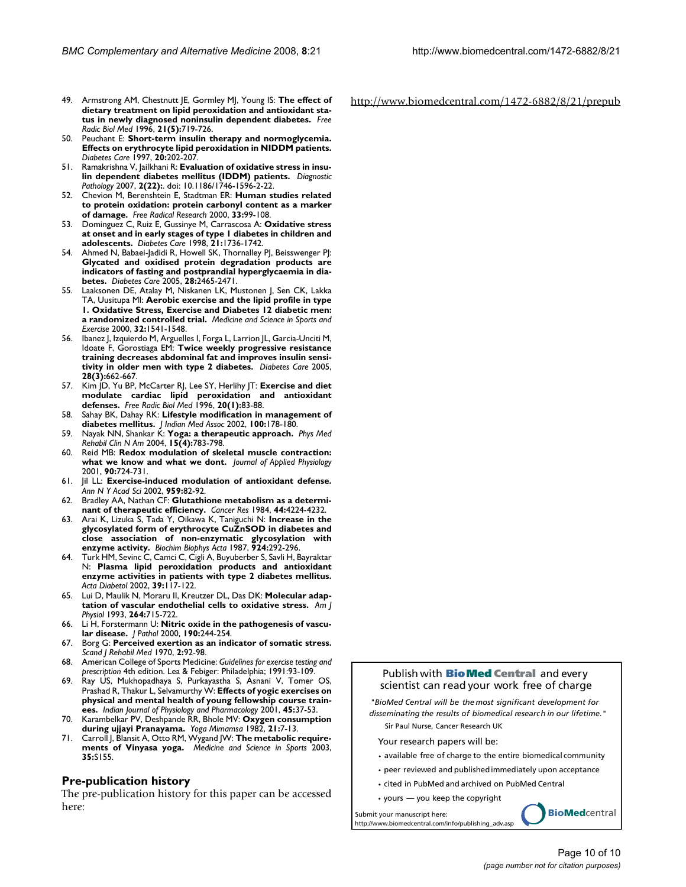49. Armstrong AM, Chestnutt JE, Gormley MJ, Young IS: **The effect of dietary treatment on lipid peroxidation and antioxidant status in newly diagnosed noninsulin dependent diabetes.** *Free Radic Biol Med* 1996, **21(5):**719-726.
50. Peuchant E: **Short-term insulin therapy and normoglycemia. Effects on erythrocyte lipid peroxidation in NIDDM patients.** *Diabetes Care* 1997, **20:**202-207.
51. Ramakrishna V, Jailkhani R: **Evaluation of oxidative stress in insulin dependent diabetes mellitus (IDDM) patients.** *Diagnostic Pathology* 2007, **2(22):**. doi: 10.1186/1746-1596-2-22.
52. Chevion M, Berenshtein E, Stadtman ER: **Human studies related to protein oxidation: protein carbonyl content as a marker of damage.** *Free Radical Research* 2000, **33:**99-108.
53. Dominguez C, Ruiz E, Gussinye M, Carrascosa A: **Oxidative stress at onset and in early stages of type 1 diabetes in children and adolescents.** *Diabetes Care* 1998, **21:**1736-1742.
54. Ahmed N, Babaei-Jadidi R, Howell SK, Thornalley PJ, Beisswenger PJ: **Glycated and oxidised protein degradation products are indicators of fasting and postprandial hyperglycaemia in diabetes.** *Diabetes Care* 2005, **28:**2465-2471.
55. Laaksonen DE, Atalay M, Niskanen LK, Mustonen J, Sen CK, Lakka TA, Uusitupa MI: **Aerobic exercise and the lipid profile in type 1. Oxidative Stress, Exercise and Diabetes 12 diabetic men: a randomized controlled trial.** *Medicine and Science in Sports and Exercise* 2000, **32:**1541-1548.
56. Ibanez J, Izquierdo M, Arguelles I, Forga L, Larrion JL, Garcia-Unciti M, Idoate F, Gorostiaga EM: **Twice weekly progressive resistance training decreases abdominal fat and improves insulin sensitivity in older men with type 2 diabetes.** *Diabetes Care* 2005, **28(3):**662-667.
57. Kim JD, Yu BP, McCarter RJ, Lee SY, Herlihy JT: **Exercise and diet modulate cardiac lipid peroxidation and antioxidant defenses.** *Free Radic Biol Med* 1996, **20(1):**83-88.
58. Sahay BK, Dahay RK: **Lifestyle modification in management of diabetes mellitus.** *J Indian Med Assoc* 2002, **100:**178-180.
59. Nayak NN, Shankar K: **Yoga: a therapeutic approach.** *Phys Med Rehabil Clin N Am* 2004, **15(4):**783-798.
60. Reid MB: **Redox modulation of skeletal muscle contraction: what we know and what we dont.** *Journal of Applied Physiology* 2001, **90:**724-731.
61. Jil LL: **Exercise-induced modulation of antioxidant defense.** *Ann N Y Acad Sci* 2002, **959:**82-92.
62. Bradley AA, Nathan CF: **Glutathione metabolism as a determinant of therapeutic efficiency.** *Cancer Res* 1984, **44:**4224-4232.
63. Arai K, Lizuka S, Tada Y, Oikawa K, Taniguchi N: **Increase in the glycosylated form of erythrocyte CuZnSOD in diabetes and close association of non-enzymatic glycosylation with enzyme activity.** *Biochim Biophys Acta* 1987, **924:**292-296.
64. Turk HM, Sevinc C, Camci C, Cigli A, Buyuberber S, Savli H, Bayraktar N: **Plasma lipid peroxidation products and antioxidant enzyme activities in patients with type 2 diabetes mellitus.** *Acta Diabetol* 2002, **39:**117-122.
65. Lui D, Maulik N, Moraru II, Kreutzer DL, Das DK: **Molecular adaptation of vascular endothelial cells to oxidative stress.** *Am J Physiol* 1993, **264:**715-722.
66. Li H, Forstermann U: **Nitric oxide in the pathogenesis of vascular disease.** *J Pathol* 2000, **190:**244-254.
67. Borg G: **Perceived exertion as an indicator of somatic stress.** *Scand J Rehabil Med* 1970, **2:**92-98.
68. American College of Sports Medicine: *Guidelines for exercise testing and prescription* 4th edition. Lea & Febiger: Philadelphia; 1991:93-109.
69. Ray US, Mukhopadhaya S, Purkayastha S, Asnani V, Tomer OS, Prashad R, Thakur L, Selvamurthy W: **Effects of yogic exercises on physical and mental health of young fellowship course trainees.** *Indian Journal of Physiology and Pharmacology* 2001, **45:**37-53.
70. Karambelkar PV, Deshpande RR, Bhole MV: **Oxygen consumption during ujjayi Pranayama.** *Yoga Mimamsa* 1982, **21:**7-13.
71. Carroll J, Blansit A, Otto RM, Wygand JW: **The metabolic requirements of Vinyasa yoga.** *Medicine and Science in Sports* 2003, **35:**S155.

## Pre-publication history

The pre-publication history for this paper can be accessed here:

http://www.biomedcentral.com/1472-6882/8/21/prepub

Publish with **BioMed Central** and every scientist can read your work free of charge

*"BioMed Central will be the most significant development for disseminating the results of biomedical research in our lifetime."*

Sir Paul Nurse, Cancer Research UK

Your research papers will be:

- available free of charge to the entire biomedical community
- peer reviewed and published immediately upon acceptance
- cited in PubMed and archived on PubMed Central
- yours — you keep the copyright

Submit your manuscript here:
http://www.biomedcentral.com/info/publishing_adv.asp

BioMedcentral